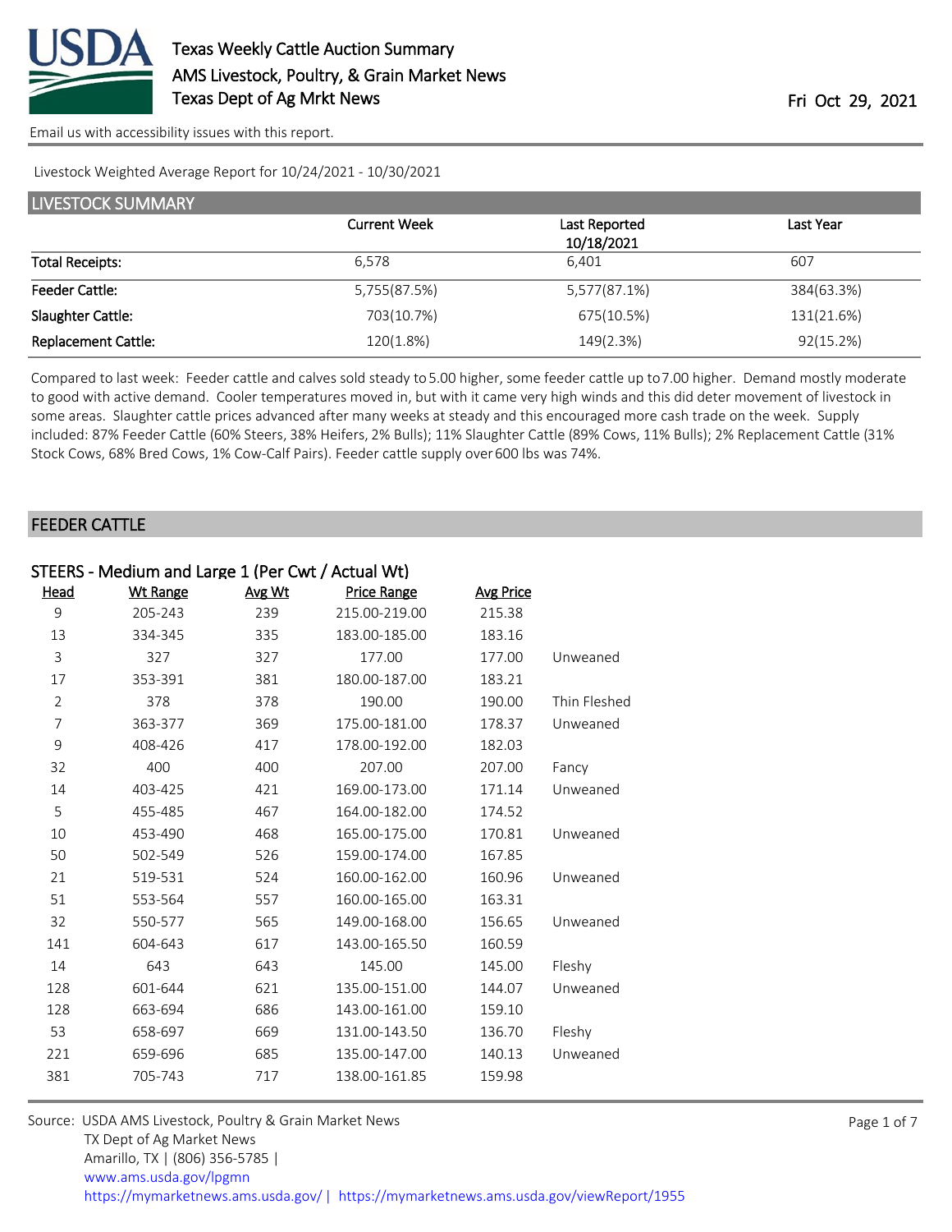# Texas Weekly Cattle Auction Summary

AMS Livestock, Poultry, & Grain Market News

Texas Dept of Ag Mrkt News

Fri Oct 29, 2021

Email us with accessibility issues with this report.

Livestock Weighted Average Report for 10/24/2021 - 10/30/2021

## LIVESTOCK SUMMARY

| | Current Week | Last Reported 10/18/2021 | Last Year |
|---|---|---|---|
| Total Receipts: | 6,578 | 6,401 | 607 |
| Feeder Cattle: | 5,755(87.5%) | 5,577(87.1%) | 384(63.3%) |
| Slaughter Cattle: | 703(10.7%) | 675(10.5%) | 131(21.6%) |
| Replacement Cattle: | 120(1.8%) | 149(2.3%) | 92(15.2%) |

Compared to last week: Feeder cattle and calves sold steady to 5.00 higher, some feeder cattle up to 7.00 higher. Demand mostly moderate to good with active demand. Cooler temperatures moved in, but with it came very high winds and this did deter movement of livestock in some areas. Slaughter cattle prices advanced after many weeks at steady and this encouraged more cash trade on the week. Supply included: 87% Feeder Cattle (60% Steers, 38% Heifers, 2% Bulls); 11% Slaughter Cattle (89% Cows, 11% Bulls); 2% Replacement Cattle (31% Stock Cows, 68% Bred Cows, 1% Cow-Calf Pairs). Feeder cattle supply over 600 lbs was 74%.

## FEEDER CATTLE

### STEERS - Medium and Large 1 (Per Cwt / Actual Wt)

| Head | Wt Range | Avg Wt | Price Range | Avg Price | |
|---|---|---|---|---|---|
| 9 | 205-243 | 239 | 215.00-219.00 | 215.38 | |
| 13 | 334-345 | 335 | 183.00-185.00 | 183.16 | |
| 3 | 327 | 327 | 177.00 | 177.00 | Unweaned |
| 17 | 353-391 | 381 | 180.00-187.00 | 183.21 | |
| 2 | 378 | 378 | 190.00 | 190.00 | Thin Fleshed |
| 7 | 363-377 | 369 | 175.00-181.00 | 178.37 | Unweaned |
| 9 | 408-426 | 417 | 178.00-192.00 | 182.03 | |
| 32 | 400 | 400 | 207.00 | 207.00 | Fancy |
| 14 | 403-425 | 421 | 169.00-173.00 | 171.14 | Unweaned |
| 5 | 455-485 | 467 | 164.00-182.00 | 174.52 | |
| 10 | 453-490 | 468 | 165.00-175.00 | 170.81 | Unweaned |
| 50 | 502-549 | 526 | 159.00-174.00 | 167.85 | |
| 21 | 519-531 | 524 | 160.00-162.00 | 160.96 | Unweaned |
| 51 | 553-564 | 557 | 160.00-165.00 | 163.31 | |
| 32 | 550-577 | 565 | 149.00-168.00 | 156.65 | Unweaned |
| 141 | 604-643 | 617 | 143.00-165.50 | 160.59 | |
| 14 | 643 | 643 | 145.00 | 145.00 | Fleshy |
| 128 | 601-644 | 621 | 135.00-151.00 | 144.07 | Unweaned |
| 128 | 663-694 | 686 | 143.00-161.00 | 159.10 | |
| 53 | 658-697 | 669 | 131.00-143.50 | 136.70 | Fleshy |
| 221 | 659-696 | 685 | 135.00-147.00 | 140.13 | Unweaned |
| 381 | 705-743 | 717 | 138.00-161.85 | 159.98 | |

Source: USDA AMS Livestock, Poultry & Grain Market News
TX Dept of Ag Market News
Amarillo, TX | (806) 356-5785 |
www.ams.usda.gov/lpgmn
https://mymarketnews.ams.usda.gov/ | https://mymarketnews.ams.usda.gov/viewReport/1955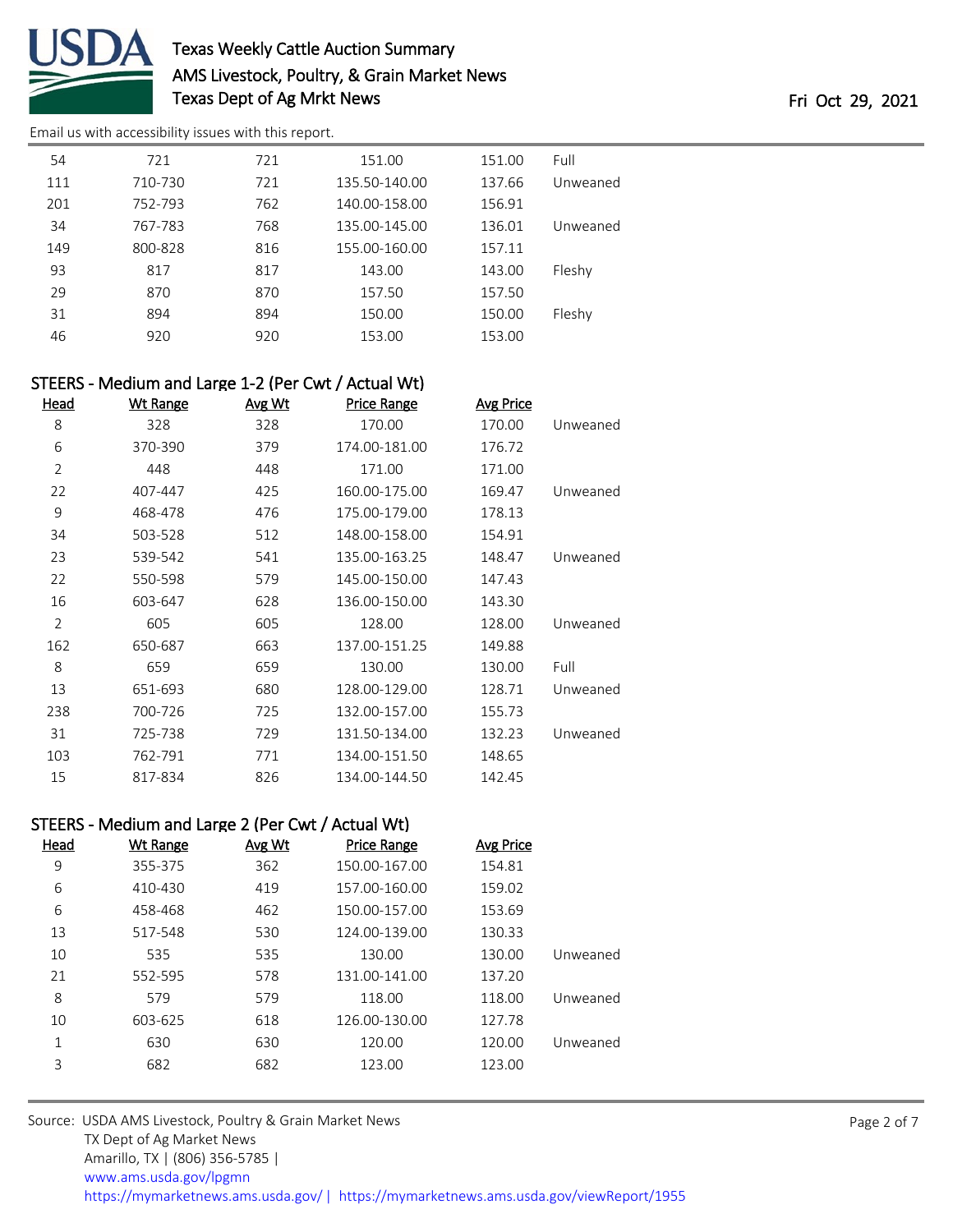Email us with accessibility issues with this report.

| Head | Wt Range | Avg Wt | Price Range | Avg Price | |
|---|---|---|---|---|---|
| 54 | 721 | 721 | 151.00 | 151.00 | Full |
| 111 | 710-730 | 721 | 135.50-140.00 | 137.66 | Unweaned |
| 201 | 752-793 | 762 | 140.00-158.00 | 156.91 | |
| 34 | 767-783 | 768 | 135.00-145.00 | 136.01 | Unweaned |
| 149 | 800-828 | 816 | 155.00-160.00 | 157.11 | |
| 93 | 817 | 817 | 143.00 | 143.00 | Fleshy |
| 29 | 870 | 870 | 157.50 | 157.50 | |
| 31 | 894 | 894 | 150.00 | 150.00 | Fleshy |
| 46 | 920 | 920 | 153.00 | 153.00 | |

## STEERS - Medium and Large 1-2 (Per Cwt / Actual Wt)

| Head | Wt Range | Avg Wt | Price Range | Avg Price | |
|---|---|---|---|---|---|
| 8 | 328 | 328 | 170.00 | 170.00 | Unweaned |
| 6 | 370-390 | 379 | 174.00-181.00 | 176.72 | |
| 2 | 448 | 448 | 171.00 | 171.00 | |
| 22 | 407-447 | 425 | 160.00-175.00 | 169.47 | Unweaned |
| 9 | 468-478 | 476 | 175.00-179.00 | 178.13 | |
| 34 | 503-528 | 512 | 148.00-158.00 | 154.91 | |
| 23 | 539-542 | 541 | 135.00-163.25 | 148.47 | Unweaned |
| 22 | 550-598 | 579 | 145.00-150.00 | 147.43 | |
| 16 | 603-647 | 628 | 136.00-150.00 | 143.30 | |
| 2 | 605 | 605 | 128.00 | 128.00 | Unweaned |
| 162 | 650-687 | 663 | 137.00-151.25 | 149.88 | |
| 8 | 659 | 659 | 130.00 | 130.00 | Full |
| 13 | 651-693 | 680 | 128.00-129.00 | 128.71 | Unweaned |
| 238 | 700-726 | 725 | 132.00-157.00 | 155.73 | |
| 31 | 725-738 | 729 | 131.50-134.00 | 132.23 | Unweaned |
| 103 | 762-791 | 771 | 134.00-151.50 | 148.65 | |
| 15 | 817-834 | 826 | 134.00-144.50 | 142.45 | |

## STEERS - Medium and Large 2 (Per Cwt / Actual Wt)

| Head | Wt Range | Avg Wt | Price Range | Avg Price | |
|---|---|---|---|---|---|
| 9 | 355-375 | 362 | 150.00-167.00 | 154.81 | |
| 6 | 410-430 | 419 | 157.00-160.00 | 159.02 | |
| 6 | 458-468 | 462 | 150.00-157.00 | 153.69 | |
| 13 | 517-548 | 530 | 124.00-139.00 | 130.33 | |
| 10 | 535 | 535 | 130.00 | 130.00 | Unweaned |
| 21 | 552-595 | 578 | 131.00-141.00 | 137.20 | |
| 8 | 579 | 579 | 118.00 | 118.00 | Unweaned |
| 10 | 603-625 | 618 | 126.00-130.00 | 127.78 | |
| 1 | 630 | 630 | 120.00 | 120.00 | Unweaned |
| 3 | 682 | 682 | 123.00 | 123.00 | |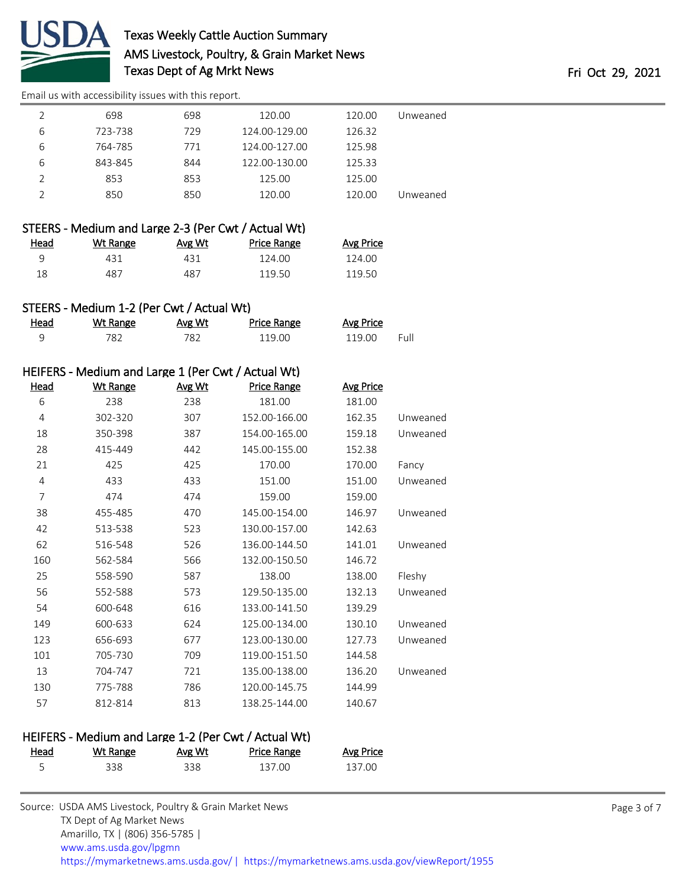Email us with accessibility issues with this report.

| Head | Wt Range | Avg Wt | Price Range | Avg Price | |
|---|---|---|---|---|---|
| 2 | 698 | 698 | 120.00 | 120.00 | Unweaned |
| 6 | 723-738 | 729 | 124.00-129.00 | 126.32 | |
| 6 | 764-785 | 771 | 124.00-127.00 | 125.98 | |
| 6 | 843-845 | 844 | 122.00-130.00 | 125.33 | |
| 2 | 853 | 853 | 125.00 | 125.00 | |
| 2 | 850 | 850 | 120.00 | 120.00 | Unweaned |

## STEERS - Medium and Large 2-3 (Per Cwt / Actual Wt)

| Head | Wt Range | Avg Wt | Price Range | Avg Price |
|---|---|---|---|---|
| 9 | 431 | 431 | 124.00 | 124.00 |
| 18 | 487 | 487 | 119.50 | 119.50 |

## STEERS - Medium 1-2 (Per Cwt / Actual Wt)

| Head | Wt Range | Avg Wt | Price Range | Avg Price | |
|---|---|---|---|---|---|
| 9 | 782 | 782 | 119.00 | 119.00 | Full |

## HEIFERS - Medium and Large 1 (Per Cwt / Actual Wt)

| Head | Wt Range | Avg Wt | Price Range | Avg Price | |
|---|---|---|---|---|---|
| 6 | 238 | 238 | 181.00 | 181.00 | |
| 4 | 302-320 | 307 | 152.00-166.00 | 162.35 | Unweaned |
| 18 | 350-398 | 387 | 154.00-165.00 | 159.18 | Unweaned |
| 28 | 415-449 | 442 | 145.00-155.00 | 152.38 | |
| 21 | 425 | 425 | 170.00 | 170.00 | Fancy |
| 4 | 433 | 433 | 151.00 | 151.00 | Unweaned |
| 7 | 474 | 474 | 159.00 | 159.00 | |
| 38 | 455-485 | 470 | 145.00-154.00 | 146.97 | Unweaned |
| 42 | 513-538 | 523 | 130.00-157.00 | 142.63 | |
| 62 | 516-548 | 526 | 136.00-144.50 | 141.01 | Unweaned |
| 160 | 562-584 | 566 | 132.00-150.50 | 146.72 | |
| 25 | 558-590 | 587 | 138.00 | 138.00 | Fleshy |
| 56 | 552-588 | 573 | 129.50-135.00 | 132.13 | Unweaned |
| 54 | 600-648 | 616 | 133.00-141.50 | 139.29 | |
| 149 | 600-633 | 624 | 125.00-134.00 | 130.10 | Unweaned |
| 123 | 656-693 | 677 | 123.00-130.00 | 127.73 | Unweaned |
| 101 | 705-730 | 709 | 119.00-151.50 | 144.58 | |
| 13 | 704-747 | 721 | 135.00-138.00 | 136.20 | Unweaned |
| 130 | 775-788 | 786 | 120.00-145.75 | 144.99 | |
| 57 | 812-814 | 813 | 138.25-144.00 | 140.67 | |

## HEIFERS - Medium and Large 1-2 (Per Cwt / Actual Wt)

| Head | Wt Range | Avg Wt | Price Range | Avg Price |
|---|---|---|---|---|
| 5 | 338 | 338 | 137.00 | 137.00 |

Source: USDA AMS Livestock, Poultry & Grain Market News
TX Dept of Ag Market News
Amarillo, TX | (806) 356-5785 |
www.ams.usda.gov/lpgmn
https://mymarketnews.ams.usda.gov/ | https://mymarketnews.ams.usda.gov/viewReport/1955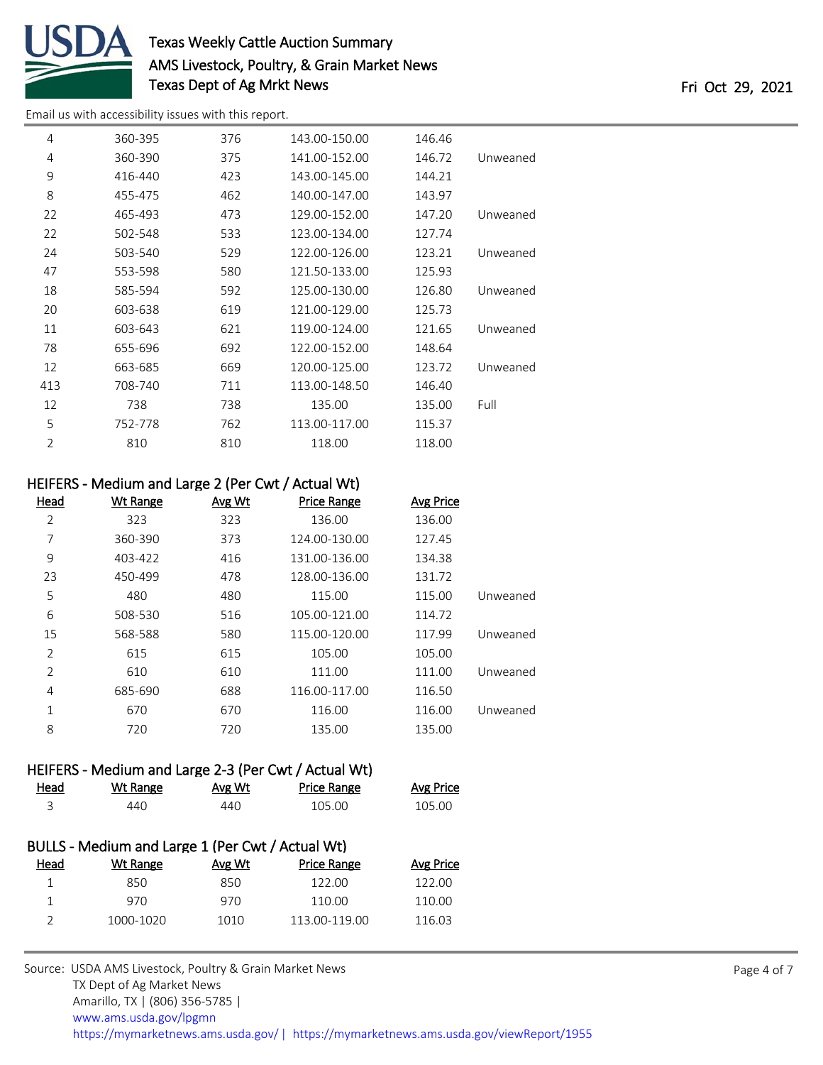| Head | Wt Range | Avg Wt | Price Range | Avg Price | |
|---|---|---|---|---|---|
| 4 | 360-395 | 376 | 143.00-150.00 | 146.46 | |
| 4 | 360-390 | 375 | 141.00-152.00 | 146.72 | Unweaned |
| 9 | 416-440 | 423 | 143.00-145.00 | 144.21 | |
| 8 | 455-475 | 462 | 140.00-147.00 | 143.97 | |
| 22 | 465-493 | 473 | 129.00-152.00 | 147.20 | Unweaned |
| 22 | 502-548 | 533 | 123.00-134.00 | 127.74 | |
| 24 | 503-540 | 529 | 122.00-126.00 | 123.21 | Unweaned |
| 47 | 553-598 | 580 | 121.50-133.00 | 125.93 | |
| 18 | 585-594 | 592 | 125.00-130.00 | 126.80 | Unweaned |
| 20 | 603-638 | 619 | 121.00-129.00 | 125.73 | |
| 11 | 603-643 | 621 | 119.00-124.00 | 121.65 | Unweaned |
| 78 | 655-696 | 692 | 122.00-152.00 | 148.64 | |
| 12 | 663-685 | 669 | 120.00-125.00 | 123.72 | Unweaned |
| 413 | 708-740 | 711 | 113.00-148.50 | 146.40 | |
| 12 | 738 | 738 | 135.00 | 135.00 | Full |
| 5 | 752-778 | 762 | 113.00-117.00 | 115.37 | |
| 2 | 810 | 810 | 118.00 | 118.00 | |

### HEIFERS - Medium and Large 2 (Per Cwt / Actual Wt)

| Head | Wt Range | Avg Wt | Price Range | Avg Price | |
|---|---|---|---|---|---|
| 2 | 323 | 323 | 136.00 | 136.00 | |
| 7 | 360-390 | 373 | 124.00-130.00 | 127.45 | |
| 9 | 403-422 | 416 | 131.00-136.00 | 134.38 | |
| 23 | 450-499 | 478 | 128.00-136.00 | 131.72 | |
| 5 | 480 | 480 | 115.00 | 115.00 | Unweaned |
| 6 | 508-530 | 516 | 105.00-121.00 | 114.72 | |
| 15 | 568-588 | 580 | 115.00-120.00 | 117.99 | Unweaned |
| 2 | 615 | 615 | 105.00 | 105.00 | |
| 2 | 610 | 610 | 111.00 | 111.00 | Unweaned |
| 4 | 685-690 | 688 | 116.00-117.00 | 116.50 | |
| 1 | 670 | 670 | 116.00 | 116.00 | Unweaned |
| 8 | 720 | 720 | 135.00 | 135.00 | |

### HEIFERS - Medium and Large 2-3 (Per Cwt / Actual Wt)

| Head | Wt Range | Avg Wt | Price Range | Avg Price |
|---|---|---|---|---|
| 3 | 440 | 440 | 105.00 | 105.00 |

### BULLS - Medium and Large 1 (Per Cwt / Actual Wt)

| Head | Wt Range | Avg Wt | Price Range | Avg Price |
|---|---|---|---|---|
| 1 | 850 | 850 | 122.00 | 122.00 |
| 1 | 970 | 970 | 110.00 | 110.00 |
| 2 | 1000-1020 | 1010 | 113.00-119.00 | 116.03 |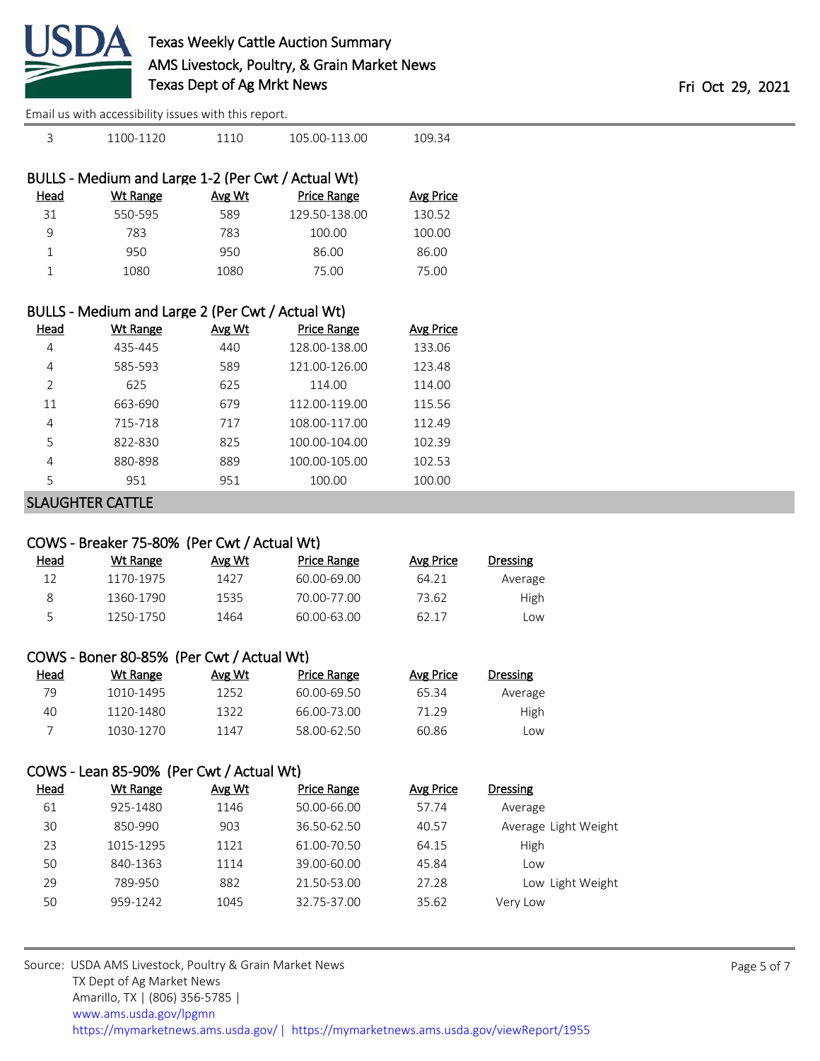| Head | Wt Range | Avg Wt | Price Range | Avg Price |
|---|---|---|---|---|
| 3 | 1100-1120 | 1110 | 105.00-113.00 | 109.34 |

### BULLS - Medium and Large 1-2 (Per Cwt / Actual Wt)

| Head | Wt Range | Avg Wt | Price Range | Avg Price |
|---|---|---|---|---|
| 31 | 550-595 | 589 | 129.50-138.00 | 130.52 |
| 9 | 783 | 783 | 100.00 | 100.00 |
| 1 | 950 | 950 | 86.00 | 86.00 |
| 1 | 1080 | 1080 | 75.00 | 75.00 |

### BULLS - Medium and Large 2 (Per Cwt / Actual Wt)

| Head | Wt Range | Avg Wt | Price Range | Avg Price |
|---|---|---|---|---|
| 4 | 435-445 | 440 | 128.00-138.00 | 133.06 |
| 4 | 585-593 | 589 | 121.00-126.00 | 123.48 |
| 2 | 625 | 625 | 114.00 | 114.00 |
| 11 | 663-690 | 679 | 112.00-119.00 | 115.56 |
| 4 | 715-718 | 717 | 108.00-117.00 | 112.49 |
| 5 | 822-830 | 825 | 100.00-104.00 | 102.39 |
| 4 | 880-898 | 889 | 100.00-105.00 | 102.53 |
| 5 | 951 | 951 | 100.00 | 100.00 |

## SLAUGHTER CATTLE

### COWS - Breaker 75-80% (Per Cwt / Actual Wt)

| Head | Wt Range | Avg Wt | Price Range | Avg Price | Dressing |
|---|---|---|---|---|---|
| 12 | 1170-1975 | 1427 | 60.00-69.00 | 64.21 | Average |
| 8 | 1360-1790 | 1535 | 70.00-77.00 | 73.62 | High |
| 5 | 1250-1750 | 1464 | 60.00-63.00 | 62.17 | Low |

### COWS - Boner 80-85% (Per Cwt / Actual Wt)

| Head | Wt Range | Avg Wt | Price Range | Avg Price | Dressing |
|---|---|---|---|---|---|
| 79 | 1010-1495 | 1252 | 60.00-69.50 | 65.34 | Average |
| 40 | 1120-1480 | 1322 | 66.00-73.00 | 71.29 | High |
| 7 | 1030-1270 | 1147 | 58.00-62.50 | 60.86 | Low |

### COWS - Lean 85-90% (Per Cwt / Actual Wt)

| Head | Wt Range | Avg Wt | Price Range | Avg Price | Dressing |
|---|---|---|---|---|---|
| 61 | 925-1480 | 1146 | 50.00-66.00 | 57.74 | Average |
| 30 | 850-990 | 903 | 36.50-62.50 | 40.57 | Average Light Weight |
| 23 | 1015-1295 | 1121 | 61.00-70.50 | 64.15 | High |
| 50 | 840-1363 | 1114 | 39.00-60.00 | 45.84 | Low |
| 29 | 789-950 | 882 | 21.50-53.00 | 27.28 | Low Light Weight |
| 50 | 959-1242 | 1045 | 32.75-37.00 | 35.62 | Very Low |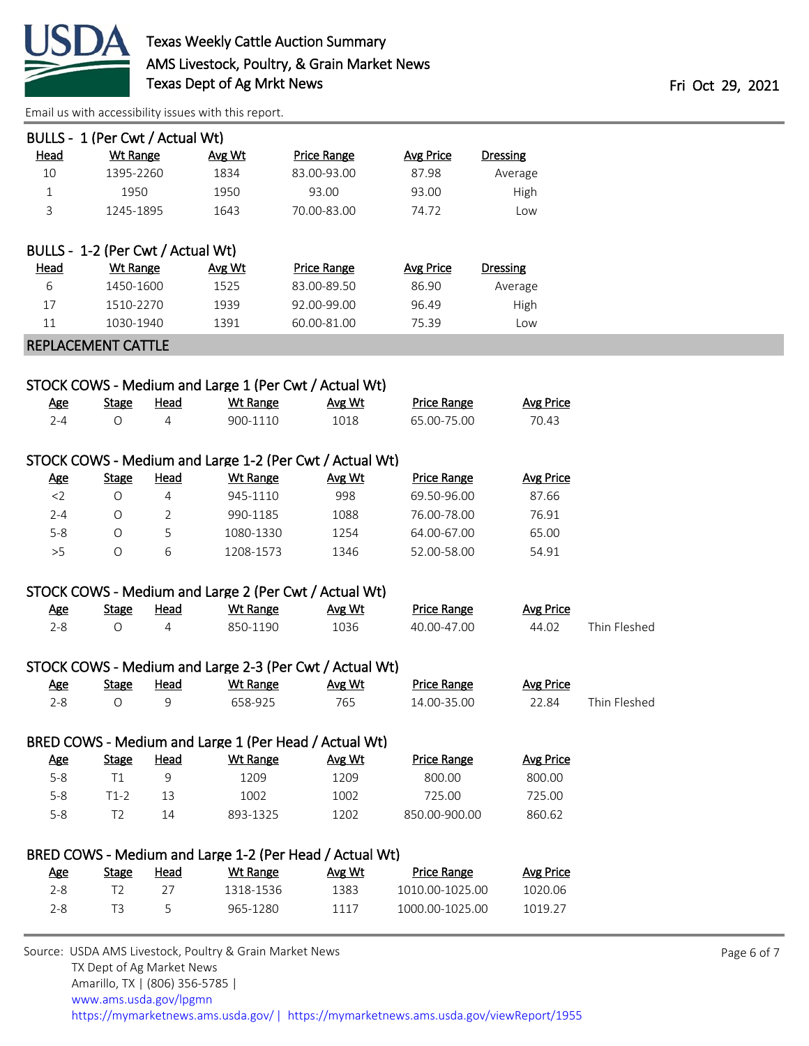### BULLS - 1 (Per Cwt / Actual Wt)

| Head | Wt Range | Avg Wt | Price Range | Avg Price | Dressing |
|---|---|---|---|---|---|
| 10 | 1395-2260 | 1834 | 83.00-93.00 | 87.98 | Average |
| 1 | 1950 | 1950 | 93.00 | 93.00 | High |
| 3 | 1245-1895 | 1643 | 70.00-83.00 | 74.72 | Low |

### BULLS - 1-2 (Per Cwt / Actual Wt)

| Head | Wt Range | Avg Wt | Price Range | Avg Price | Dressing |
|---|---|---|---|---|---|
| 6 | 1450-1600 | 1525 | 83.00-89.50 | 86.90 | Average |
| 17 | 1510-2270 | 1939 | 92.00-99.00 | 96.49 | High |
| 11 | 1030-1940 | 1391 | 60.00-81.00 | 75.39 | Low |

## REPLACEMENT CATTLE

### STOCK COWS - Medium and Large 1 (Per Cwt / Actual Wt)

| Age | Stage | Head | Wt Range | Avg Wt | Price Range | Avg Price |
|---|---|---|---|---|---|---|
| 2-4 | O | 4 | 900-1110 | 1018 | 65.00-75.00 | 70.43 |

### STOCK COWS - Medium and Large 1-2 (Per Cwt / Actual Wt)

| Age | Stage | Head | Wt Range | Avg Wt | Price Range | Avg Price |
|---|---|---|---|---|---|---|
| <2 | O | 4 | 945-1110 | 998 | 69.50-96.00 | 87.66 |
| 2-4 | O | 2 | 990-1185 | 1088 | 76.00-78.00 | 76.91 |
| 5-8 | O | 5 | 1080-1330 | 1254 | 64.00-67.00 | 65.00 |
| >5 | O | 6 | 1208-1573 | 1346 | 52.00-58.00 | 54.91 |

### STOCK COWS - Medium and Large 2 (Per Cwt / Actual Wt)

| Age | Stage | Head | Wt Range | Avg Wt | Price Range | Avg Price | |
|---|---|---|---|---|---|---|---|
| 2-8 | O | 4 | 850-1190 | 1036 | 40.00-47.00 | 44.02 | Thin Fleshed |

### STOCK COWS - Medium and Large 2-3 (Per Cwt / Actual Wt)

| Age | Stage | Head | Wt Range | Avg Wt | Price Range | Avg Price | |
|---|---|---|---|---|---|---|---|
| 2-8 | O | 9 | 658-925 | 765 | 14.00-35.00 | 22.84 | Thin Fleshed |

### BRED COWS - Medium and Large 1 (Per Head / Actual Wt)

| Age | Stage | Head | Wt Range | Avg Wt | Price Range | Avg Price |
|---|---|---|---|---|---|---|
| 5-8 | T1 | 9 | 1209 | 1209 | 800.00 | 800.00 |
| 5-8 | T1-2 | 13 | 1002 | 1002 | 725.00 | 725.00 |
| 5-8 | T2 | 14 | 893-1325 | 1202 | 850.00-900.00 | 860.62 |

### BRED COWS - Medium and Large 1-2 (Per Head / Actual Wt)

| Age | Stage | Head | Wt Range | Avg Wt | Price Range | Avg Price |
|---|---|---|---|---|---|---|
| 2-8 | T2 | 27 | 1318-1536 | 1383 | 1010.00-1025.00 | 1020.06 |
| 2-8 | T3 | 5 | 965-1280 | 1117 | 1000.00-1025.00 | 1019.27 |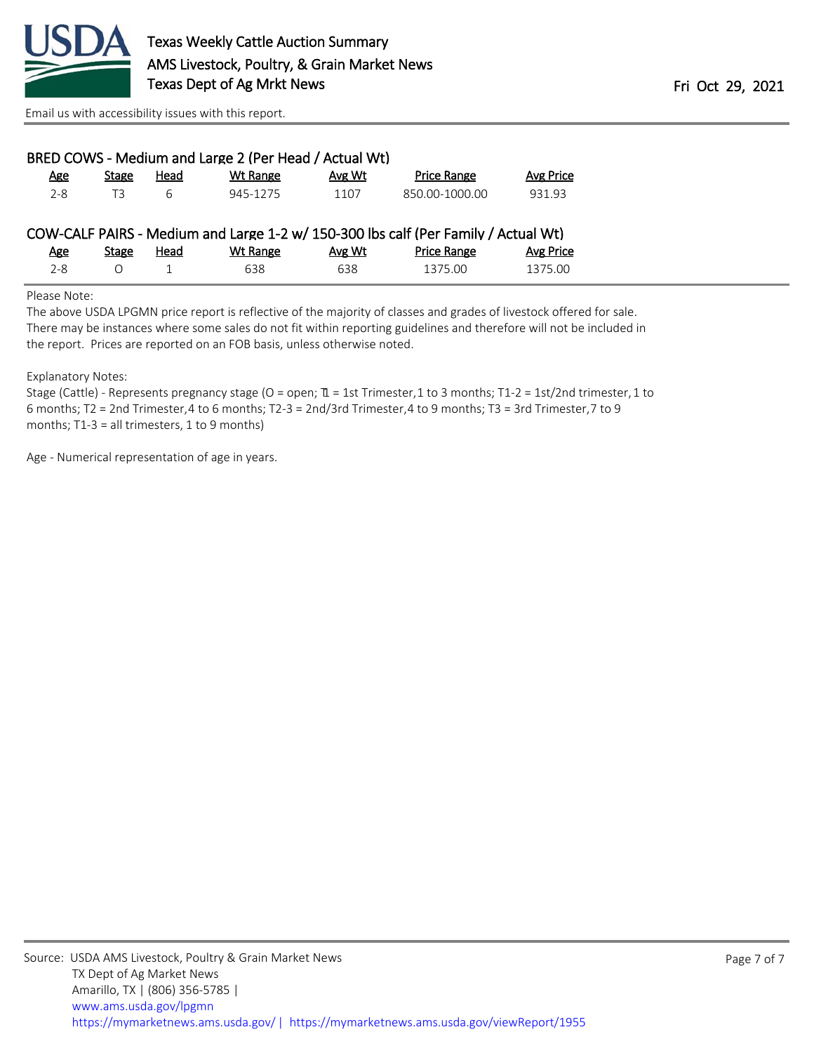### BRED COWS - Medium and Large 2 (Per Head / Actual Wt)

| Age | Stage | Head | Wt Range | Avg Wt | Price Range | Avg Price |
|---|---|---|---|---|---|---|
| 2-8 | T3 | 6 | 945-1275 | 1107 | 850.00-1000.00 | 931.93 |

### COW-CALF PAIRS - Medium and Large 1-2 w/ 150-300 lbs calf (Per Family / Actual Wt)

| Age | Stage | Head | Wt Range | Avg Wt | Price Range | Avg Price |
|---|---|---|---|---|---|---|
| 2-8 | O | 1 | 638 | 638 | 1375.00 | 1375.00 |

Please Note:

The above USDA LPGMN price report is reflective of the majority of classes and grades of livestock offered for sale. There may be instances where some sales do not fit within reporting guidelines and therefore will not be included in the report. Prices are reported on an FOB basis, unless otherwise noted.

Explanatory Notes:

Stage (Cattle) - Represents pregnancy stage (O = open; T1 = 1st Trimester,1 to 3 months; T1-2 = 1st/2nd trimester, 1 to 6 months; T2 = 2nd Trimester,4 to 6 months; T2-3 = 2nd/3rd Trimester,4 to 9 months; T3 = 3rd Trimester,7 to 9 months; T1-3 = all trimesters, 1 to 9 months)

Age - Numerical representation of age in years.

Source: USDA AMS Livestock, Poultry & Grain Market News
TX Dept of Ag Market News
Amarillo, TX | (806) 356-5785 |
www.ams.usda.gov/lpgmn
https://mymarketnews.ams.usda.gov/ | https://mymarketnews.ams.usda.gov/viewReport/1955